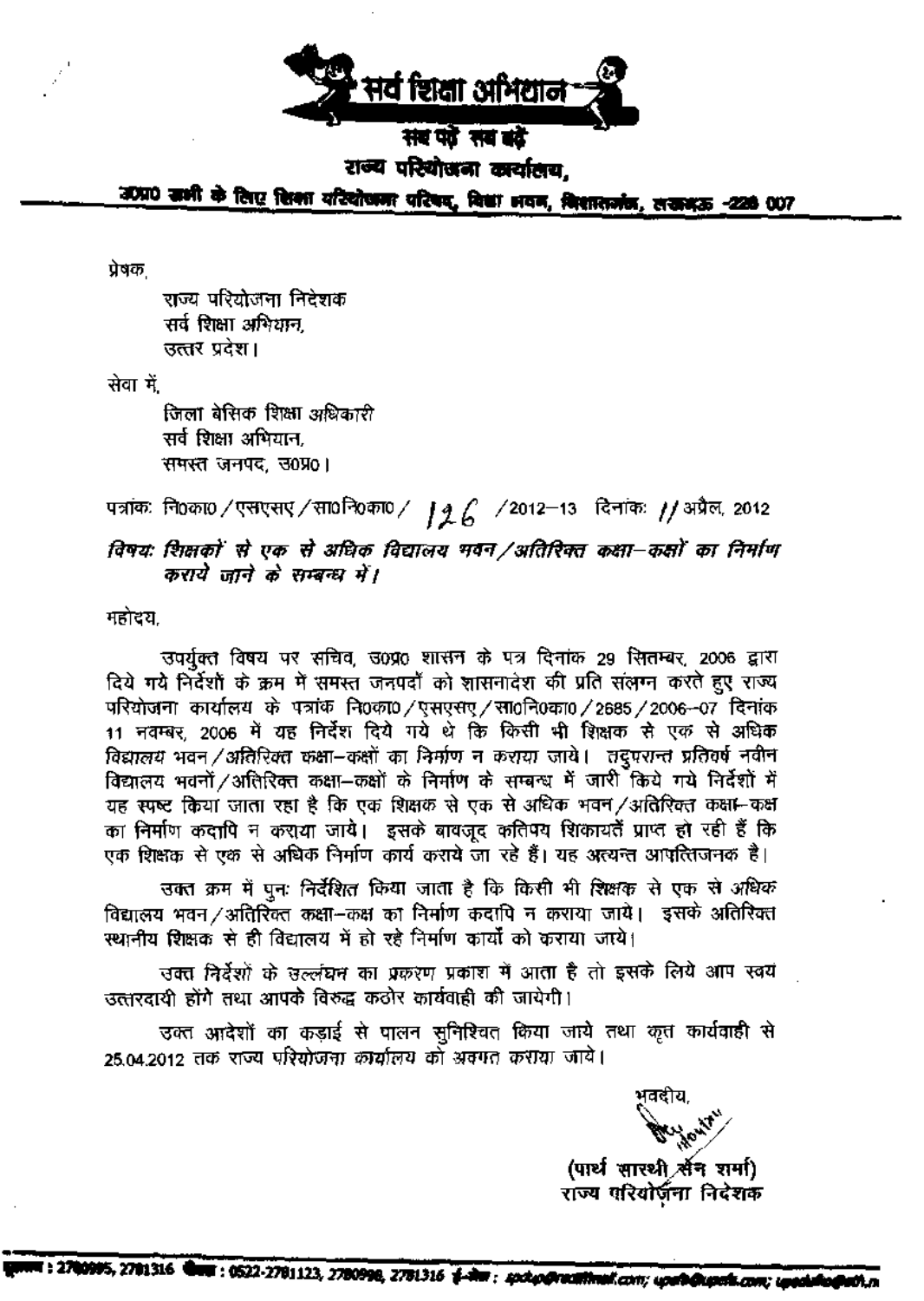# सर्व शिक्षा अभियान

**सब पढ़ें सब बढ़ें**

**राज्य परियोजना कार्यालय,**

**उ0प्र0 सभी के लिए शिक्षा परियोजना परिषद, विद्या भवन, निशातगंज, लखनऊ -226 007**

प्रेषक,

राज्य परियोजना निदेशक
सर्व शिक्षा अभियान,
उत्तर प्रदेश।

सेवा में,

जिला बेसिक शिक्षा अधिकारी
सर्व शिक्षा अभियान,
समस्त जनपद, उ0प्र0।

पत्रांकः नि0का0/एसएसए/सा0नि0का0/ 126 /2012–13 दिनांकः 11 अप्रैल, 2012

*विषयः शिक्षकों से एक से अधिक विद्यालय भवन/अतिरिक्त कक्षा–कक्षों का निर्माण कराये जाने के सम्बन्ध में।*

महोदय,

उपर्युक्त विषय पर सचिव, उ0प्र0 शासन के पत्र दिनांक 29 सितम्बर, 2006 द्वारा दिये गये निर्देशों के क्रम में समस्त जनपदों को शासनादेश की प्रति संलग्न करते हुए राज्य परियोजना कार्यालय के पत्रांक नि0का0/एसएसए/सा0नि0का0/2685/2006–07 दिनांक 11 नवम्बर, 2006 में यह निर्देश दिये गये थे कि किसी भी शिक्षक से एक से अधिक विद्यालय भवन/अतिरिक्त कक्षा–कक्षों का निर्माण न कराया जाये। तदुपरान्त प्रतिवर्ष नवीन विद्यालय भवनों/अतिरिक्त कक्षा–कक्षों के निर्माण के सम्बन्ध में जारी किये गये निर्देशों में यह स्पष्ट किया जाता रहा है कि एक शिक्षक से एक से अधिक भवन/अतिरिक्त कक्षा–कक्ष का निर्माण कदापि न कराया जाये। इसके बावजूद कतिपय शिकायतें प्राप्त हो रही हैं कि एक शिक्षक से एक से अधिक निर्माण कार्य कराये जा रहे हैं। यह अत्यन्त आपत्तिजनक है।

उक्त क्रम में पुनः निर्देशित किया जाता है कि किसी भी शिक्षक से एक से अधिक विद्यालय भवन/अतिरिक्त कक्षा–कक्ष का निर्माण कदापि न कराया जाये। इसके अतिरिक्त स्थानीय शिक्षक से ही विद्यालय में हो रहे निर्माण कार्यों को कराया जाये।

उक्त निर्देशों के उल्लंघन का प्रकरण प्रकाश में आता है तो इसके लिये आप स्वयं उत्तरदायी होंगे तथा आपके विरुद्ध कठोर कार्यवाही की जायेगी।

उक्त आदेशों का कड़ाई से पालन सुनिश्चित किया जाये तथा कृत कार्यवाही से 25.04.2012 तक राज्य परियोजना कार्यालय को अवगत कराया जाये।

भवदीय,

(पार्थ सारथी सेन शर्मा)
राज्य परियोजना निदेशक

दूरभाष : 2780995, 2781316 फैक्स : 0522-2781123, 2780998, 2781316 ई-मेल : spdup@rediffmail.com; upefa@upefa.com; upeduho@sify.in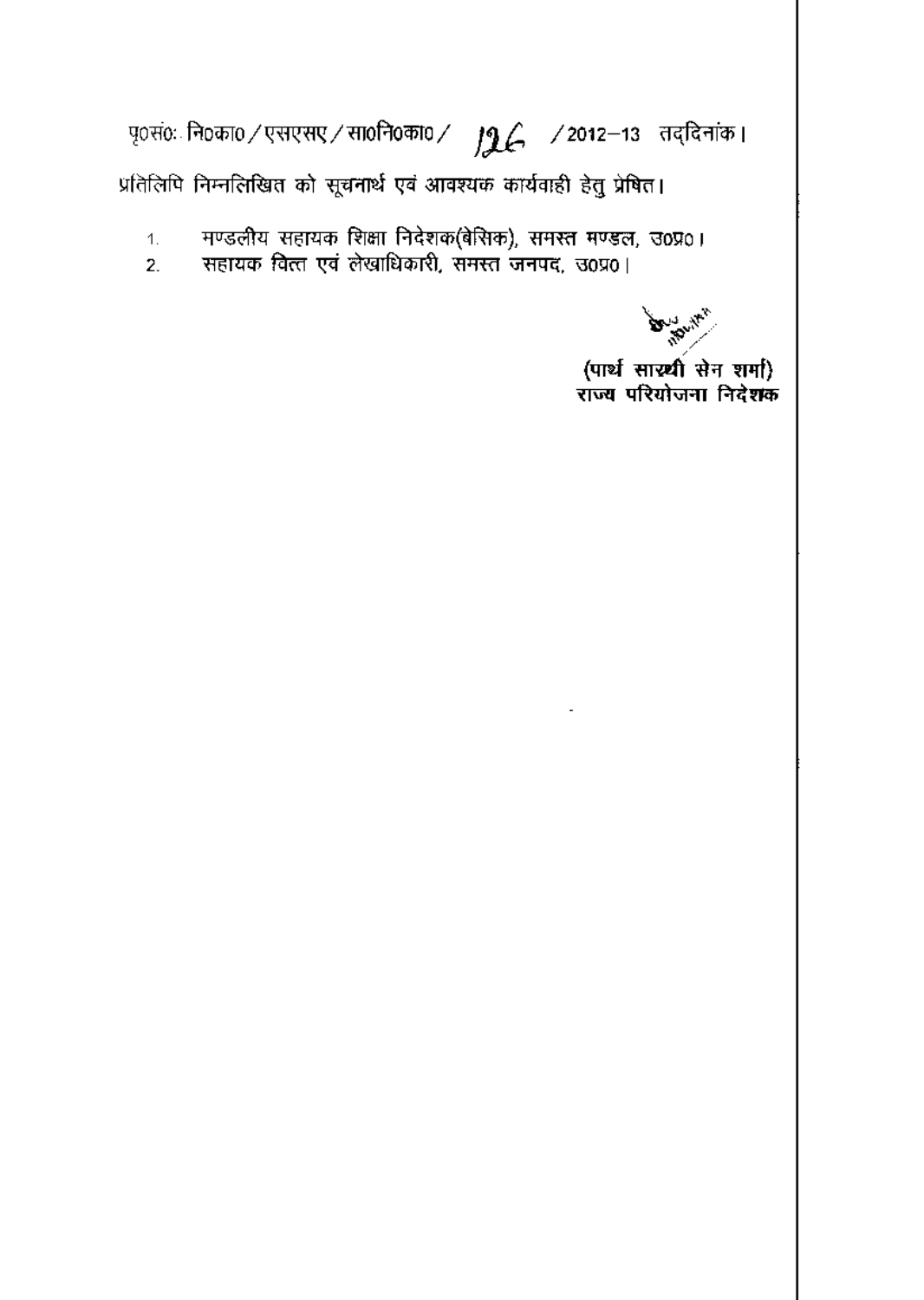पृ0सं0: नि0का0 / एसएसए / सा0नि0का0 / 126 / 2012–13 तद्दिनांक।

प्रतिलिपि निम्नलिखित को सूचनार्थ एवं आवश्यक कार्यवाही हेतु प्रेषित।

1. मण्डलीय सहायक शिक्षा निदेशक(बेसिक), समस्त मण्डल, उ0प्र0।
2. सहायक वित्त एवं लेखाधिकारी, समस्त जनपद, उ0प्र0।

**(पार्थ सारथी सेन शर्मा)**
**राज्य परियोजना निदेशक**